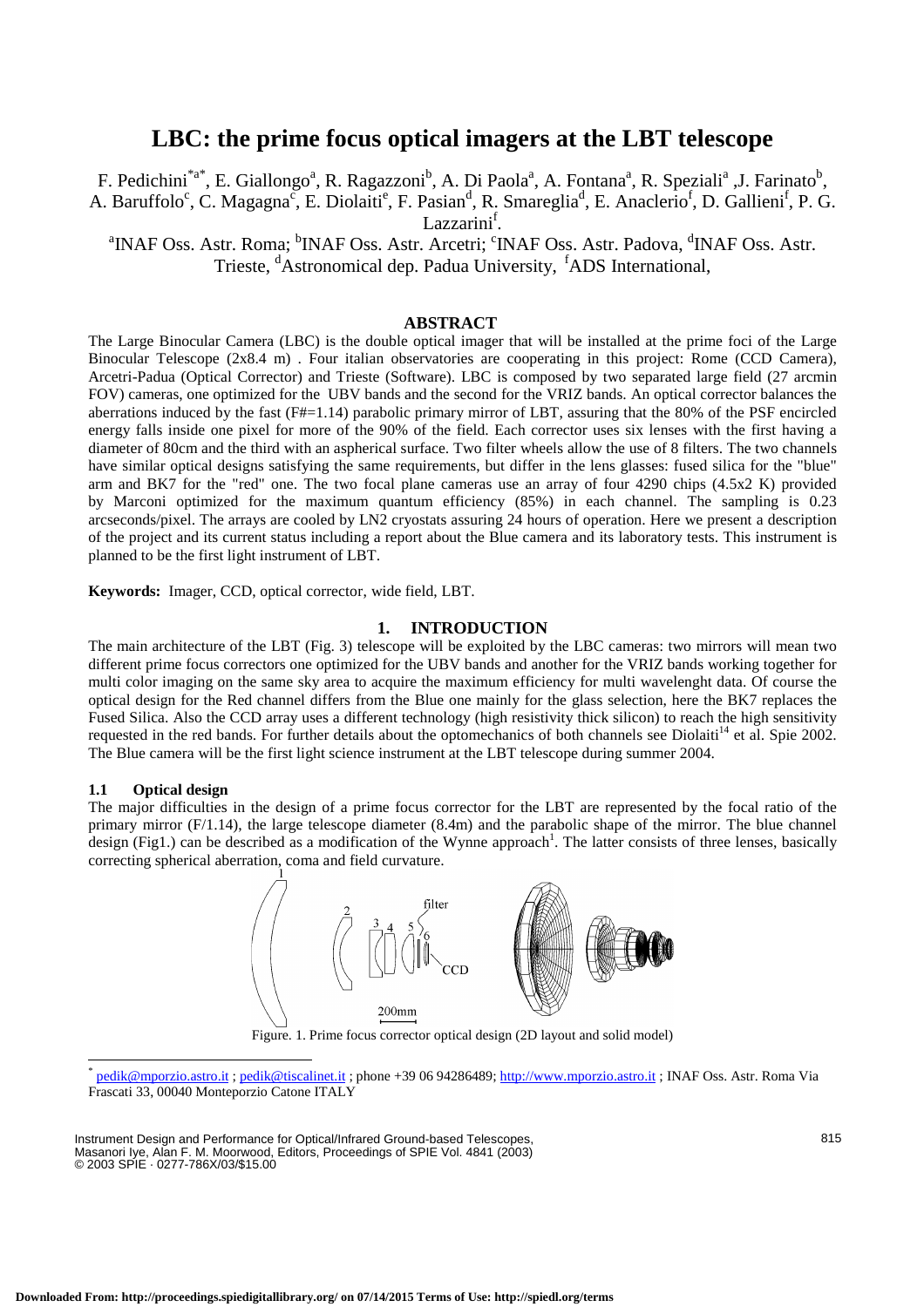# LBC: the prime focus optical imagers at the LBT telescope

F. Pedichini[*a*], E. Giallongo[a], R. Ragazzoni[b], A. Di Paola[a], A. Fontana[a], R. Speziali[a] ,J. Farinato[b], A. Baruffolo[c], C. Magagna[c], E. Diolaiti[e], F. Pasian[d], R. Smareglia[d], E. Anaclerio[f], D. Gallieni[f], P. G. Lazzarini[f].

[a]INAF Oss. Astr. Roma; [b]INAF Oss. Astr. Arcetri; [c]INAF Oss. Astr. Padova, [d]INAF Oss. Astr. Trieste, [d]Astronomical dep. Padua University, [f]ADS International,

## ABSTRACT

The Large Binocular Camera (LBC) is the double optical imager that will be installed at the prime foci of the Large Binocular Telescope (2x8.4 m) . Four italian observatories are cooperating in this project: Rome (CCD Camera), Arcetri-Padua (Optical Corrector) and Trieste (Software). LBC is composed by two separated large field (27 arcmin FOV) cameras, one optimized for the UBV bands and the second for the VRIZ bands. An optical corrector balances the aberrations induced by the fast (F#=1.14) parabolic primary mirror of LBT, assuring that the 80% of the PSF encircled energy falls inside one pixel for more of the 90% of the field. Each corrector uses six lenses with the first having a diameter of 80cm and the third with an aspherical surface. Two filter wheels allow the use of 8 filters. The two channels have similar optical designs satisfying the same requirements, but differ in the lens glasses: fused silica for the "blue" arm and BK7 for the "red" one. The two focal plane cameras use an array of four 4290 chips (4.5x2 K) provided by Marconi optimized for the maximum quantum efficiency (85%) in each channel. The sampling is 0.23 arcseconds/pixel. The arrays are cooled by LN2 cryostats assuring 24 hours of operation. Here we present a description of the project and its current status including a report about the Blue camera and its laboratory tests. This instrument is planned to be the first light instrument of LBT.

**Keywords:** Imager, CCD, optical corrector, wide field, LBT.

## 1. INTRODUCTION

The main architecture of the LBT (Fig. 3) telescope will be exploited by the LBC cameras: two mirrors will mean two different prime focus correctors one optimized for the UBV bands and another for the VRIZ bands working together for multi color imaging on the same sky area to acquire the maximum efficiency for multi wavelenght data. Of course the optical design for the Red channel differs from the Blue one mainly for the glass selection, here the BK7 replaces the Fused Silica. Also the CCD array uses a different technology (high resistivity thick silicon) to reach the high sensitivity requested in the red bands. For further details about the optomechanics of both channels see Diolaiti[14] et al. Spie 2002. The Blue camera will be the first light science instrument at the LBT telescope during summer 2004.

### 1.1 Optical design

The major difficulties in the design of a prime focus corrector for the LBT are represented by the focal ratio of the primary mirror (F/1.14), the large telescope diameter (8.4m) and the parabolic shape of the mirror. The blue channel design (Fig1.) can be described as a modification of the Wynne approach[1]. The latter consists of three lenses, basically correcting spherical aberration, coma and field curvature.

Figure. 1. Prime focus corrector optical design (2D layout and solid model)

[*] pedik@mporzio.astro.it ; pedik@tiscalinet.it ; phone +39 06 94286489; http://www.mporzio.astro.it ; INAF Oss. Astr. Roma Via Frascati 33, 00040 Monteporzio Catone ITALY

Instrument Design and Performance for Optical/Infrared Ground-based Telescopes, Masanori Iye, Alan F. M. Moorwood, Editors, Proceedings of SPIE Vol. 4841 (2003) © 2003 SPIE · 0277-786X/03/$15.00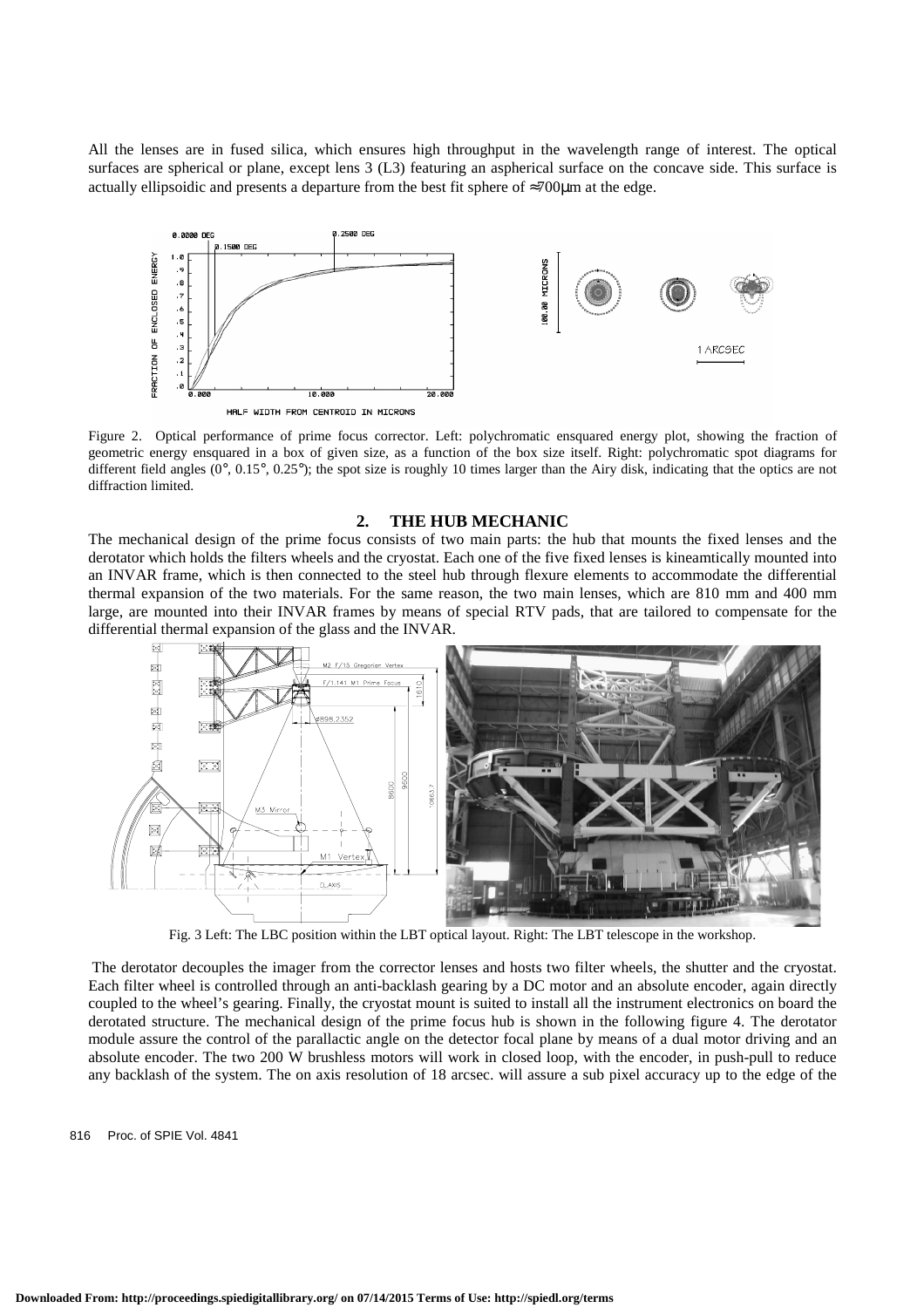All the lenses are in fused silica, which ensures high throughput in the wavelength range of interest. The optical surfaces are spherical or plane, except lens 3 (L3) featuring an aspherical surface on the concave side. This surface is actually ellipsoidic and presents a departure from the best fit sphere of ≈700μm at the edge.

Figure 2. Optical performance of prime focus corrector. Left: polychromatic ensquared energy plot, showing the fraction of geometric energy ensquared in a box of given size, as a function of the box size itself. Right: polychromatic spot diagrams for different field angles (0°, 0.15°, 0.25°); the spot size is roughly 10 times larger than the Airy disk, indicating that the optics are not diffraction limited.

## 2. THE HUB MECHANIC

The mechanical design of the prime focus consists of two main parts: the hub that mounts the fixed lenses and the derotator which holds the filters wheels and the cryostat. Each one of the five fixed lenses is kineamtically mounted into an INVAR frame, which is then connected to the steel hub through flexure elements to accommodate the differential thermal expansion of the two materials. For the same reason, the two main lenses, which are 810 mm and 400 mm large, are mounted into their INVAR frames by means of special RTV pads, that are tailored to compensate for the differential thermal expansion of the glass and the INVAR.

Fig. 3 Left: The LBC position within the LBT optical layout. Right: The LBT telescope in the workshop.

The derotator decouples the imager from the corrector lenses and hosts two filter wheels, the shutter and the cryostat. Each filter wheel is controlled through an anti-backlash gearing by a DC motor and an absolute encoder, again directly coupled to the wheel's gearing. Finally, the cryostat mount is suited to install all the instrument electronics on board the derotated structure. The mechanical design of the prime focus hub is shown in the following figure 4. The derotator module assure the control of the parallactic angle on the detector focal plane by means of a dual motor driving and an absolute encoder. The two 200 W brushless motors will work in closed loop, with the encoder, in push-pull to reduce any backlash of the system. The on axis resolution of 18 arcsec. will assure a sub pixel accuracy up to the edge of the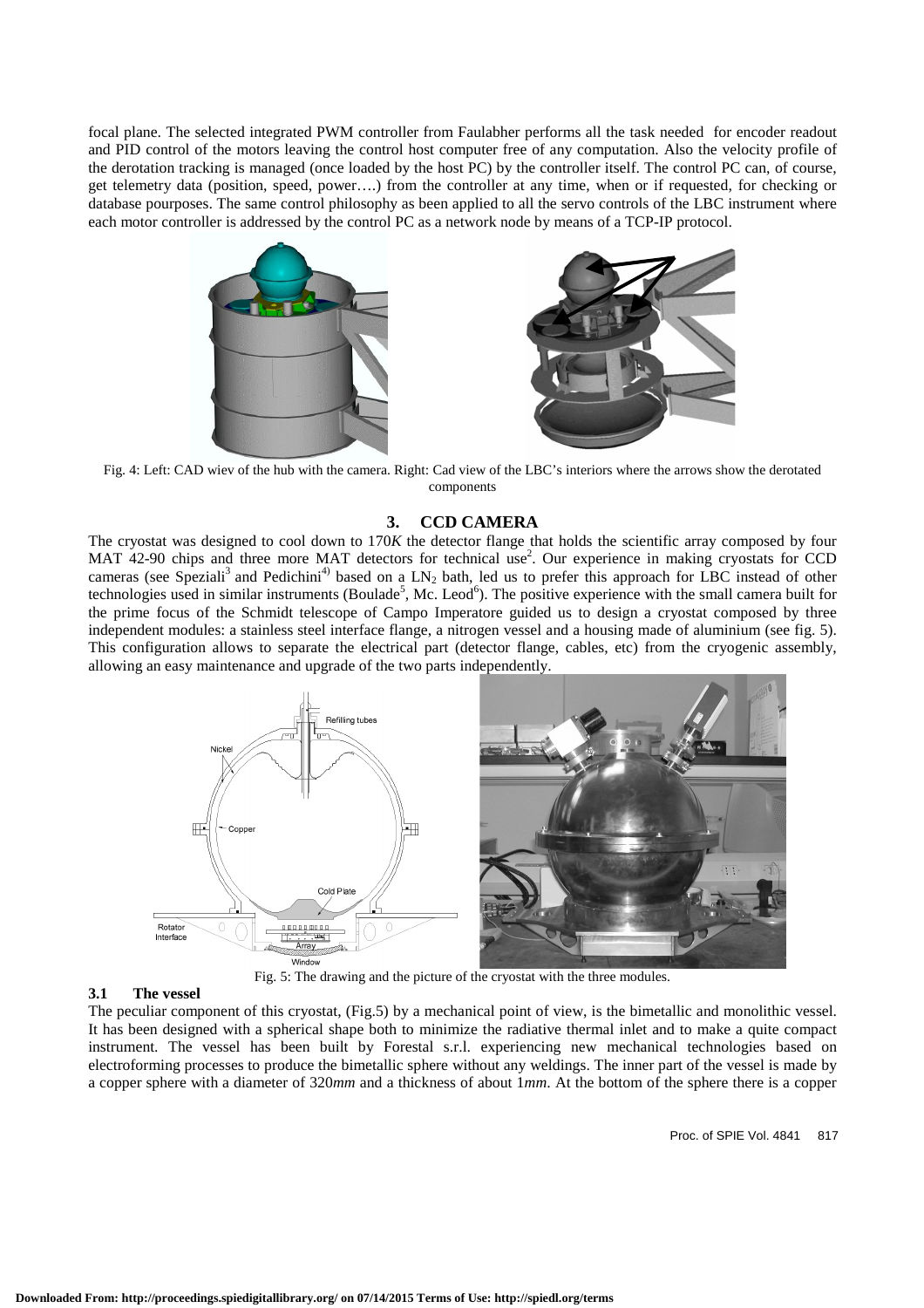focal plane. The selected integrated PWM controller from Faulabher performs all the task needed  for encoder readout and PID control of the motors leaving the control host computer free of any computation. Also the velocity profile of the derotation tracking is managed (once loaded by the host PC) by the controller itself. The control PC can, of course, get telemetry data (position, speed, power….) from the controller at any time, when or if requested, for checking or database pourposes. The same control philosophy as been applied to all the servo controls of the LBC instrument where each motor controller is addressed by the control PC as a network node by means of a TCP-IP protocol.

Fig. 4: Left: CAD wiev of the hub with the camera. Right: Cad view of the LBC's interiors where the arrows show the derotated components

## 3. CCD CAMERA

The cryostat was designed to cool down to 170*K* the detector flange that holds the scientific array composed by four MAT 42-90 chips and three more MAT detectors for technical use[2]. Our experience in making cryostats for CCD cameras (see Speziali[3] and Pedichini[4]) based on a $LN_2$ bath, led us to prefer this approach for LBC instead of other technologies used in similar instruments (Boulade[5], Mc. Leod[6]). The positive experience with the small camera built for the prime focus of the Schmidt telescope of Campo Imperatore guided us to design a cryostat composed by three independent modules: a stainless steel interface flange, a nitrogen vessel and a housing made of aluminium (see fig. 5). This configuration allows to separate the electrical part (detector flange, cables, etc) from the cryogenic assembly, allowing an easy maintenance and upgrade of the two parts independently.

Fig. 5: The drawing and the picture of the cryostat with the three modules.

### 3.1 The vessel

The peculiar component of this cryostat, (Fig.5) by a mechanical point of view, is the bimetallic and monolithic vessel. It has been designed with a spherical shape both to minimize the radiative thermal inlet and to make a quite compact instrument. The vessel has been built by Forestal s.r.l. experiencing new mechanical technologies based on electroforming processes to produce the bimetallic sphere without any weldings. The inner part of the vessel is made by a copper sphere with a diameter of 320*mm* and a thickness of about 1*mm*. At the bottom of the sphere there is a copper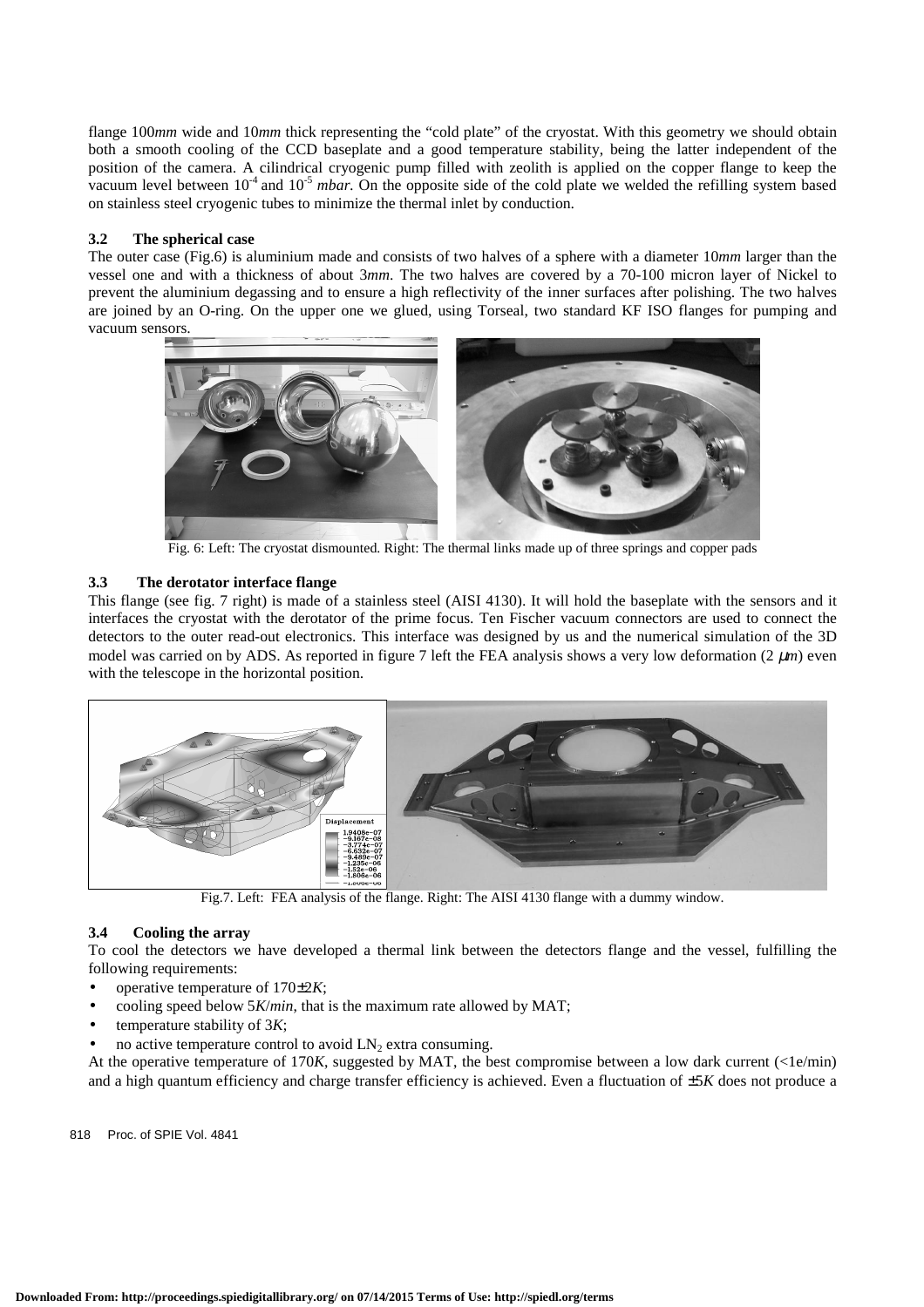flange 100*mm* wide and 10*mm* thick representing the "cold plate" of the cryostat. With this geometry we should obtain both a smooth cooling of the CCD baseplate and a good temperature stability, being the latter independent of the position of the camera. A cilindrical cryogenic pump filled with zeolith is applied on the copper flange to keep the vacuum level between $10^{-4}$ and $10^{-5}$ *mbar.* On the opposite side of the cold plate we welded the refilling system based on stainless steel cryogenic tubes to minimize the thermal inlet by conduction.

### 3.2 The spherical case

The outer case (Fig.6) is aluminium made and consists of two halves of a sphere with a diameter 10*mm* larger than the vessel one and with a thickness of about 3*mm*. The two halves are covered by a 70-100 micron layer of Nickel to prevent the aluminium degassing and to ensure a high reflectivity of the inner surfaces after polishing. The two halves are joined by an O-ring. On the upper one we glued, using Torseal, two standard KF ISO flanges for pumping and vacuum sensors.

Fig. 6: Left: The cryostat dismounted. Right: The thermal links made up of three springs and copper pads

### 3.3 The derotator interface flange

This flange (see fig. 7 right) is made of a stainless steel (AISI 4130). It will hold the baseplate with the sensors and it interfaces the cryostat with the derotator of the prime focus. Ten Fischer vacuum connectors are used to connect the detectors to the outer read-out electronics. This interface was designed by us and the numerical simulation of the 3D model was carried on by ADS. As reported in figure 7 left the FEA analysis shows a very low deformation (2 $\mu m$) even with the telescope in the horizontal position.

Fig.7. Left: FEA analysis of the flange. Right: The AISI 4130 flange with a dummy window.

### 3.4 Cooling the array

To cool the detectors we have developed a thermal link between the detectors flange and the vessel, fulfilling the following requirements:

- operative temperature of 170±2*K*;
- cooling speed below 5*K*/*min*, that is the maximum rate allowed by MAT;
- temperature stability of 3*K*;
- no active temperature control to avoid $LN_2$ extra consuming.

At the operative temperature of 170*K*, suggested by MAT, the best compromise between a low dark current (<1e/min) and a high quantum efficiency and charge transfer efficiency is achieved. Even a fluctuation of ±5*K* does not produce a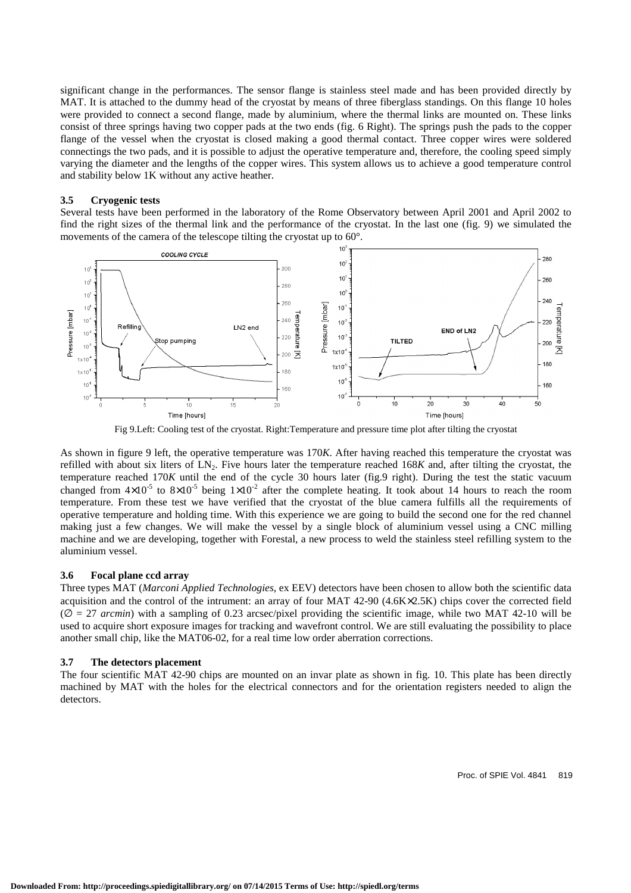significant change in the performances. The sensor flange is stainless steel made and has been provided directly by MAT. It is attached to the dummy head of the cryostat by means of three fiberglass standings. On this flange 10 holes were provided to connect a second flange, made by aluminium, where the thermal links are mounted on. These links consist of three springs having two copper pads at the two ends (fig. 6 Right). The springs push the pads to the copper flange of the vessel when the cryostat is closed making a good thermal contact. Three copper wires were soldered connectings the two pads, and it is possible to adjust the operative temperature and, therefore, the cooling speed simply varying the diameter and the lengths of the copper wires. This system allows us to achieve a good temperature control and stability below 1K without any active heather.

### 3.5 Cryogenic tests

Several tests have been performed in the laboratory of the Rome Observatory between April 2001 and April 2002 to find the right sizes of the thermal link and the performance of the cryostat. In the last one (fig. 9) we simulated the movements of the camera of the telescope tilting the cryostat up to 60°.

Fig 9.Left: Cooling test of the cryostat. Right:Temperature and pressure time plot after tilting the cryostat

As shown in figure 9 left, the operative temperature was 170*K*. After having reached this temperature the cryostat was refilled with about six liters of $LN_2$. Five hours later the temperature reached 168*K* and, after tilting the cryostat, the temperature reached 170*K* until the end of the cycle 30 hours later (fig.9 right). During the test the static vacuum changed from $4\times10^{-5}$ to $8\times10^{-5}$ being $1\times10^{-2}$ after the complete heating. It took about 14 hours to reach the room temperature. From these test we have verified that the cryostat of the blue camera fulfills all the requirements of operative temperature and holding time. With this experience we are going to build the second one for the red channel making just a few changes. We will make the vessel by a single block of aluminium vessel using a CNC milling machine and we are developing, together with Forestal, a new process to weld the stainless steel refilling system to the aluminium vessel.

### 3.6 Focal plane ccd array

Three types MAT (*Marconi Applied Technologies*, ex EEV) detectors have been chosen to allow both the scientific data acquisition and the control of the intrument: an array of four MAT 42-90 (4.6K×2.5K) chips cover the corrected field ($\varnothing$ = 27 *arcmin*) with a sampling of 0.23 arcsec/pixel providing the scientific image, while two MAT 42-10 will be used to acquire short exposure images for tracking and wavefront control. We are still evaluating the possibility to place another small chip, like the MAT06-02, for a real time low order aberration corrections.

### 3.7 The detectors placement

The four scientific MAT 42-90 chips are mounted on an invar plate as shown in fig. 10. This plate has been directly machined by MAT with the holes for the electrical connectors and for the orientation registers needed to align the detectors.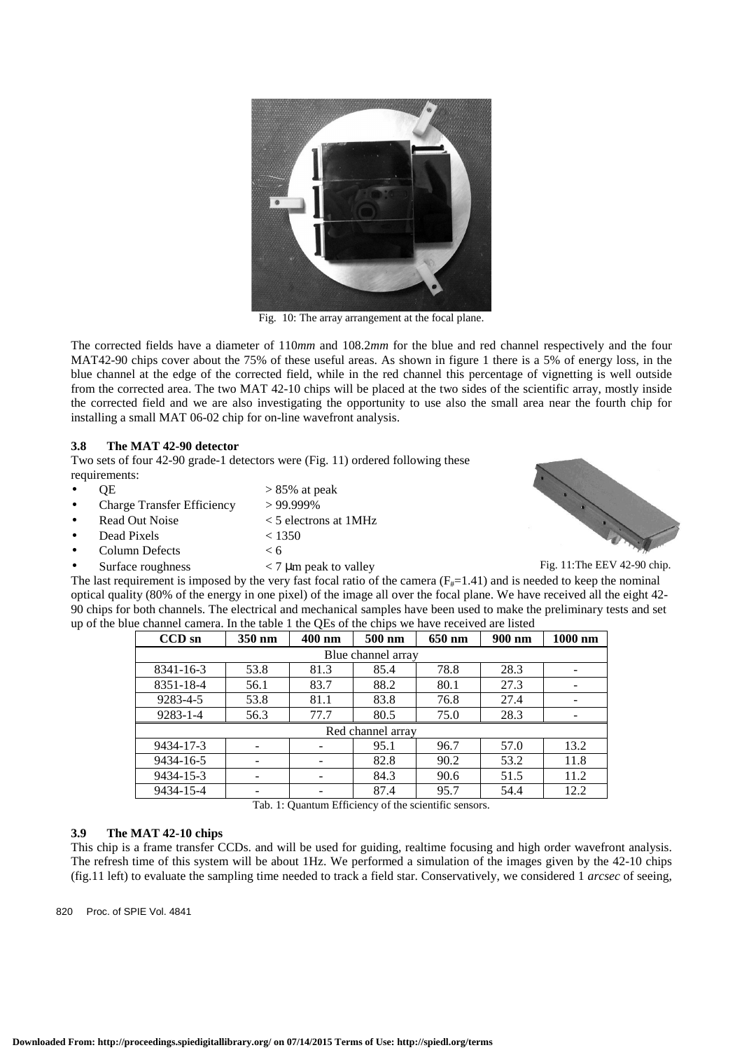Fig. 10: The array arrangement at the focal plane.

The corrected fields have a diameter of 110*mm* and 108.2*mm* for the blue and red channel respectively and the four MAT42-90 chips cover about the 75% of these useful areas. As shown in figure 1 there is a 5% of energy loss, in the blue channel at the edge of the corrected field, while in the red channel this percentage of vignetting is well outside from the corrected area. The two MAT 42-10 chips will be placed at the two sides of the scientific array, mostly inside the corrected field and we are also investigating the opportunity to use also the small area near the fourth chip for installing a small MAT 06-02 chip for on-line wavefront analysis.

### 3.8 The MAT 42-90 detector

Two sets of four 42-90 grade-1 detectors were (Fig. 11) ordered following these requirements:

- QE > 85% at peak
- Charge Transfer Efficiency > 99.999%
- Read Out Noise < 5 electrons at 1MHz
- Dead Pixels < 1350
- Column Defects < 6
- Surface roughness < 7 μm peak to valley

Fig. 11:The EEV 42-90 chip.

The last requirement is imposed by the very fast focal ratio of the camera ($F_{\#}$=1.41) and is needed to keep the nominal optical quality (80% of the energy in one pixel) of the image all over the focal plane. We have received all the eight 42-90 chips for both channels. The electrical and mechanical samples have been used to make the preliminary tests and set up of the blue channel camera. In the table 1 the QEs of the chips we have received are listed

| CCD sn | 350 nm | 400 nm | 500 nm | 650 nm | 900 nm | 1000 nm |
|---|---|---|---|---|---|---|
| Blue channel array | | | | | | |
| 8341-16-3 | 53.8 | 81.3 | 85.4 | 78.8 | 28.3 | - |
| 8351-18-4 | 56.1 | 83.7 | 88.2 | 80.1 | 27.3 | - |
| 9283-4-5 | 53.8 | 81.1 | 83.8 | 76.8 | 27.4 | - |
| 9283-1-4 | 56.3 | 77.7 | 80.5 | 75.0 | 28.3 | - |
| Red channel array | | | | | | |
| 9434-17-3 | - | - | 95.1 | 96.7 | 57.0 | 13.2 |
| 9434-16-5 | - | - | 82.8 | 90.2 | 53.2 | 11.8 |
| 9434-15-3 | - | - | 84.3 | 90.6 | 51.5 | 11.2 |
| 9434-15-4 | - | - | 87.4 | 95.7 | 54.4 | 12.2 |

Tab. 1: Quantum Efficiency of the scientific sensors.

### 3.9 The MAT 42-10 chips

This chip is a frame transfer CCDs. and will be used for guiding, realtime focusing and high order wavefront analysis. The refresh time of this system will be about 1Hz. We performed a simulation of the images given by the 42-10 chips (fig.11 left) to evaluate the sampling time needed to track a field star. Conservatively, we considered 1 *arcsec* of seeing,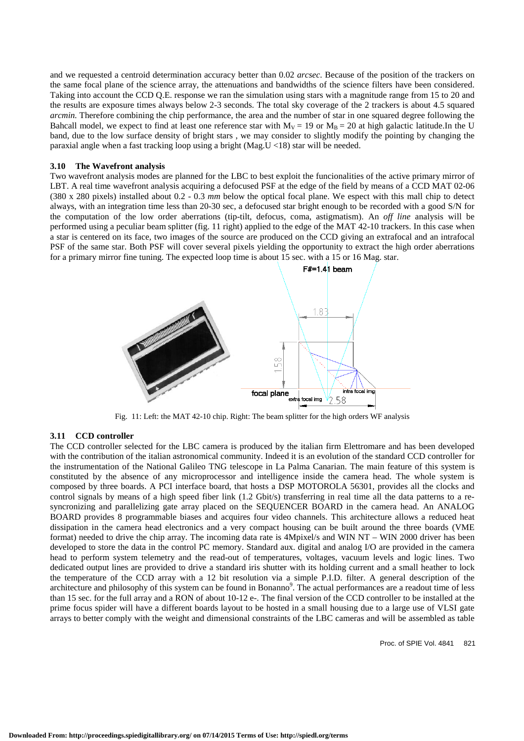and we requested a centroid determination accuracy better than 0.02 *arcsec*. Because of the position of the trackers on the same focal plane of the science array, the attenuations and bandwidths of the science filters have been considered. Taking into account the CCD Q.E. response we ran the simulation using stars with a magnitude range from 15 to 20 and the results are exposure times always below 2-3 seconds. The total sky coverage of the 2 trackers is about 4.5 squared *arcmin.* Therefore combining the chip performance, the area and the number of star in one squared degree following the Bahcall model, we expect to find at least one reference star with $M_V = 19$ or $M_B = 20$ at high galactic latitude.In the U band, due to the low surface density of bright stars , we may consider to slightly modify the pointing by changing the paraxial angle when a fast tracking loop using a bright (Mag.U <18) star will be needed.

### 3.10 The Wavefront analysis

Two wavefront analysis modes are planned for the LBC to best exploit the funcionalities of the active primary mirror of LBT. A real time wavefront analysis acquiring a defocused PSF at the edge of the field by means of a CCD MAT 02-06 (380 x 280 pixels) installed about 0.2 - 0.3 *mm* below the optical focal plane. We espect with this mall chip to detect always, with an integration time less than 20-30 sec, a defocused star bright enough to be recorded with a good S/N for the computation of the low order aberrations (tip-tilt, defocus, coma, astigmatism). An *off line* analysis will be performed using a peculiar beam splitter (fig. 11 right) applied to the edge of the MAT 42-10 trackers. In this case when a star is centered on its face, two images of the source are produced on the CCD giving an extrafocal and an intrafocal PSF of the same star. Both PSF will cover several pixels yielding the opportunity to extract the high order aberrations for a primary mirror fine tuning. The expected loop time is about 15 sec. with a 15 or 16 Mag. star.

Fig. 11: Left: the MAT 42-10 chip. Right: The beam splitter for the high orders WF analysis

### 3.11 CCD controller

The CCD controller selected for the LBC camera is produced by the italian firm Elettromare and has been developed with the contribution of the italian astronomical community. Indeed it is an evolution of the standard CCD controller for the instrumentation of the National Galileo TNG telescope in La Palma Canarian. The main feature of this system is constituted by the absence of any microprocessor and intelligence inside the camera head. The whole system is composed by three boards. A PCI interface board, that hosts a DSP MOTOROLA 56301, provides all the clocks and control signals by means of a high speed fiber link (1.2 Gbit/s) transferring in real time all the data patterns to a re-syncronizing and parallelizing gate array placed on the SEQUENCER BOARD in the camera head. An ANALOG BOARD provides 8 programmable biases and acquires four video channels. This architecture allows a reduced heat dissipation in the camera head electronics and a very compact housing can be built around the three boards (VME format) needed to drive the chip array. The incoming data rate is 4Mpixel/s and WIN NT – WIN 2000 driver has been developed to store the data in the control PC memory. Standard aux. digital and analog I/O are provided in the camera head to perform system telemetry and the read-out of temperatures, voltages, vacuum levels and logic lines. Two dedicated output lines are provided to drive a standard iris shutter with its holding current and a small heather to lock the temperature of the CCD array with a 12 bit resolution via a simple P.I.D. filter. A general description of the architecture and philosophy of this system can be found in Bonanno[9]. The actual performances are a readout time of less than 15 sec. for the full array and a RON of about 10-12 e-. The final version of the CCD controller to be installed at the prime focus spider will have a different boards layout to be hosted in a small housing due to a large use of VLSI gate arrays to better comply with the weight and dimensional constraints of the LBC cameras and will be assembled as table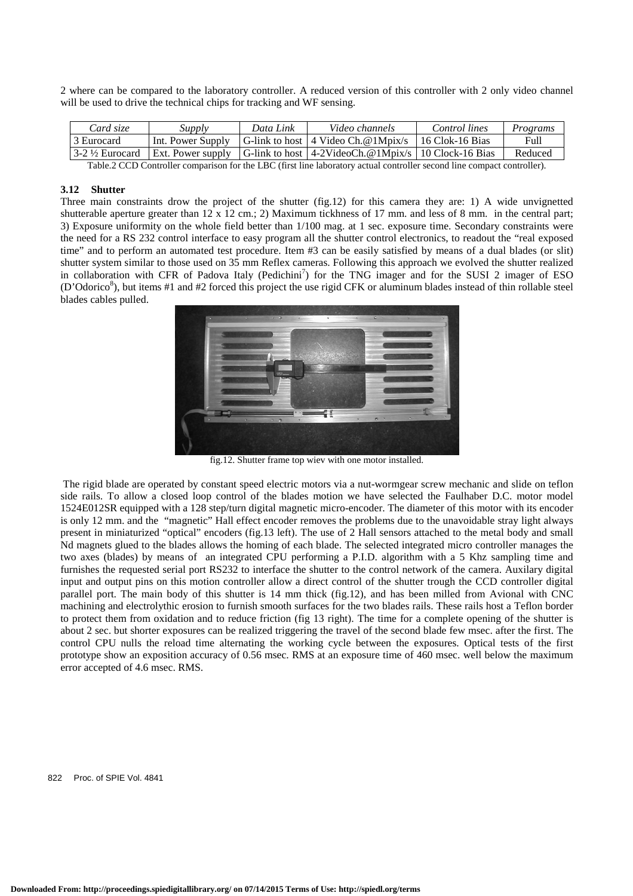2 where can be compared to the laboratory controller. A reduced version of this controller with 2 only video channel will be used to drive the technical chips for tracking and WF sensing.

| *Card size* | *Supply* | *Data Link* | *Video channels* | *Control lines* | *Programs* |
|---|---|---|---|---|---|
| 3 Eurocard | Int. Power Supply | G-link to host | 4 Video Ch.@1Mpix/s | 16 Clok-16 Bias | Full |
| 3-2 ½ Eurocard | Ext. Power supply | G-link to host | 4-2VideoCh.@1Mpix/s | 10 Clock-16 Bias | Reduced |

Table.2 CCD Controller comparison for the LBC (first line laboratory actual controller second line compact controller).

### 3.12 Shutter

Three main constraints drow the project of the shutter (fig.12) for this camera they are: 1) A wide unvignetted shutterable aperture greater than 12 x 12 cm.; 2) Maximum tickhness of 17 mm. and less of 8 mm. in the central part; 3) Exposure uniformity on the whole field better than 1/100 mag. at 1 sec. exposure time. Secondary constraints were the need for a RS 232 control interface to easy program all the shutter control electronics, to readout the "real exposed time" and to perform an automated test procedure. Item #3 can be easily satisfied by means of a dual blades (or slit) shutter system similar to those used on 35 mm Reflex cameras. Following this approach we evolved the shutter realized in collaboration with CFR of Padova Italy (Pedichini[7]) for the TNG imager and for the SUSI 2 imager of ESO (D'Odorico[8]), but items #1 and #2 forced this project the use rigid CFK or aluminum blades instead of thin rollable steel blades cables pulled.

fig.12. Shutter frame top wiev with one motor installed.

The rigid blade are operated by constant speed electric motors via a nut-wormgear screw mechanic and slide on teflon side rails. To allow a closed loop control of the blades motion we have selected the Faulhaber D.C. motor model 1524E012SR equipped with a 128 step/turn digital magnetic micro-encoder. The diameter of this motor with its encoder is only 12 mm. and the "magnetic" Hall effect encoder removes the problems due to the unavoidable stray light always present in miniaturized "optical" encoders (fig.13 left). The use of 2 Hall sensors attached to the metal body and small Nd magnets glued to the blades allows the homing of each blade. The selected integrated micro controller manages the two axes (blades) by means of an integrated CPU performing a P.I.D. algorithm with a 5 Khz sampling time and furnishes the requested serial port RS232 to interface the shutter to the control network of the camera. Auxilary digital input and output pins on this motion controller allow a direct control of the shutter trough the CCD controller digital parallel port. The main body of this shutter is 14 mm thick (fig.12), and has been milled from Avional with CNC machining and electrolythic erosion to furnish smooth surfaces for the two blades rails. These rails host a Teflon border to protect them from oxidation and to reduce friction (fig 13 right). The time for a complete opening of the shutter is about 2 sec. but shorter exposures can be realized triggering the travel of the second blade few msec. after the first. The control CPU nulls the reload time alternating the working cycle between the exposures. Optical tests of the first prototype show an exposition accuracy of 0.56 msec. RMS at an exposure time of 460 msec. well below the maximum error accepted of 4.6 msec. RMS.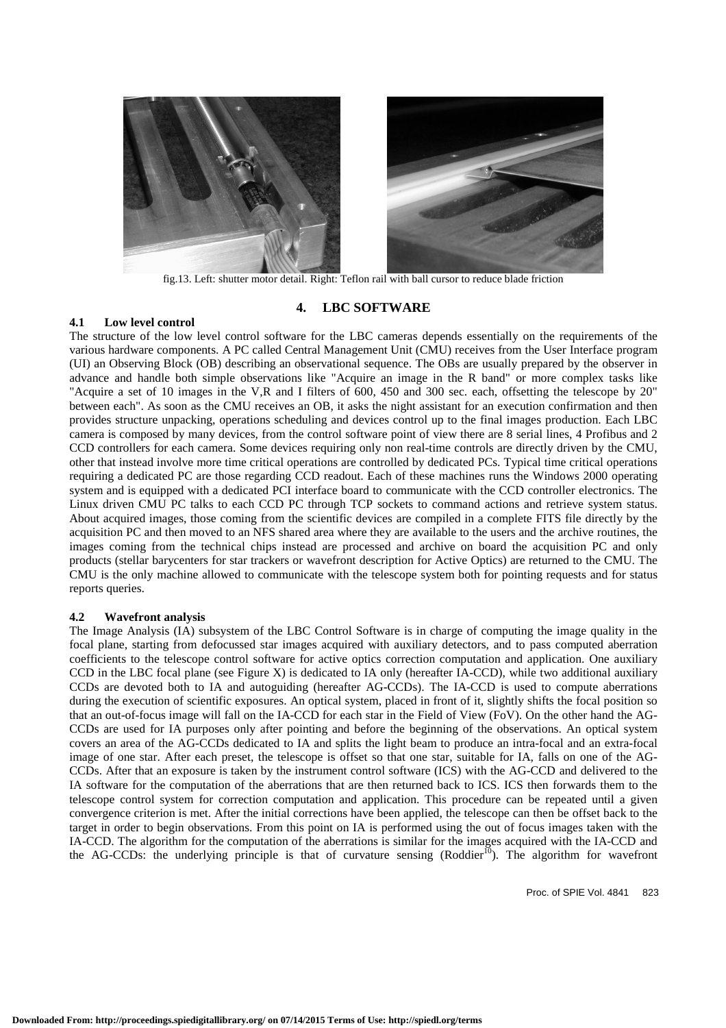fig.13. Left: shutter motor detail. Right: Teflon rail with ball cursor to reduce blade friction

## 4. LBC SOFTWARE

### 4.1 Low level control

The structure of the low level control software for the LBC cameras depends essentially on the requirements of the various hardware components. A PC called Central Management Unit (CMU) receives from the User Interface program (UI) an Observing Block (OB) describing an observational sequence. The OBs are usually prepared by the observer in advance and handle both simple observations like "Acquire an image in the R band" or more complex tasks like "Acquire a set of 10 images in the V,R and I filters of 600, 450 and 300 sec. each, offsetting the telescope by 20" between each". As soon as the CMU receives an OB, it asks the night assistant for an execution confirmation and then provides structure unpacking, operations scheduling and devices control up to the final images production. Each LBC camera is composed by many devices, from the control software point of view there are 8 serial lines, 4 Profibus and 2 CCD controllers for each camera. Some devices requiring only non real-time controls are directly driven by the CMU, other that instead involve more time critical operations are controlled by dedicated PCs. Typical time critical operations requiring a dedicated PC are those regarding CCD readout. Each of these machines runs the Windows 2000 operating system and is equipped with a dedicated PCI interface board to communicate with the CCD controller electronics. The Linux driven CMU PC talks to each CCD PC through TCP sockets to command actions and retrieve system status. About acquired images, those coming from the scientific devices are compiled in a complete FITS file directly by the acquisition PC and then moved to an NFS shared area where they are available to the users and the archive routines, the images coming from the technical chips instead are processed and archive on board the acquisition PC and only products (stellar barycenters for star trackers or wavefront description for Active Optics) are returned to the CMU. The CMU is the only machine allowed to communicate with the telescope system both for pointing requests and for status reports queries.

### 4.2 Wavefront analysis

The Image Analysis (IA) subsystem of the LBC Control Software is in charge of computing the image quality in the focal plane, starting from defocussed star images acquired with auxiliary detectors, and to pass computed aberration coefficients to the telescope control software for active optics correction computation and application. One auxiliary CCD in the LBC focal plane (see Figure X) is dedicated to IA only (hereafter IA-CCD), while two additional auxiliary CCDs are devoted both to IA and autoguiding (hereafter AG-CCDs). The IA-CCD is used to compute aberrations during the execution of scientific exposures. An optical system, placed in front of it, slightly shifts the focal position so that an out-of-focus image will fall on the IA-CCD for each star in the Field of View (FoV). On the other hand the AG-CCDs are used for IA purposes only after pointing and before the beginning of the observations. An optical system covers an area of the AG-CCDs dedicated to IA and splits the light beam to produce an intra-focal and an extra-focal image of one star. After each preset, the telescope is offset so that one star, suitable for IA, falls on one of the AG-CCDs. After that an exposure is taken by the instrument control software (ICS) with the AG-CCD and delivered to the IA software for the computation of the aberrations that are then returned back to ICS. ICS then forwards them to the telescope control system for correction computation and application. This procedure can be repeated until a given convergence criterion is met. After the initial corrections have been applied, the telescope can then be offset back to the target in order to begin observations. From this point on IA is performed using the out of focus images taken with the IA-CCD. The algorithm for the computation of the aberrations is similar for the images acquired with the IA-CCD and the AG-CCDs: the underlying principle is that of curvature sensing (Roddier[10]). The algorithm for wavefront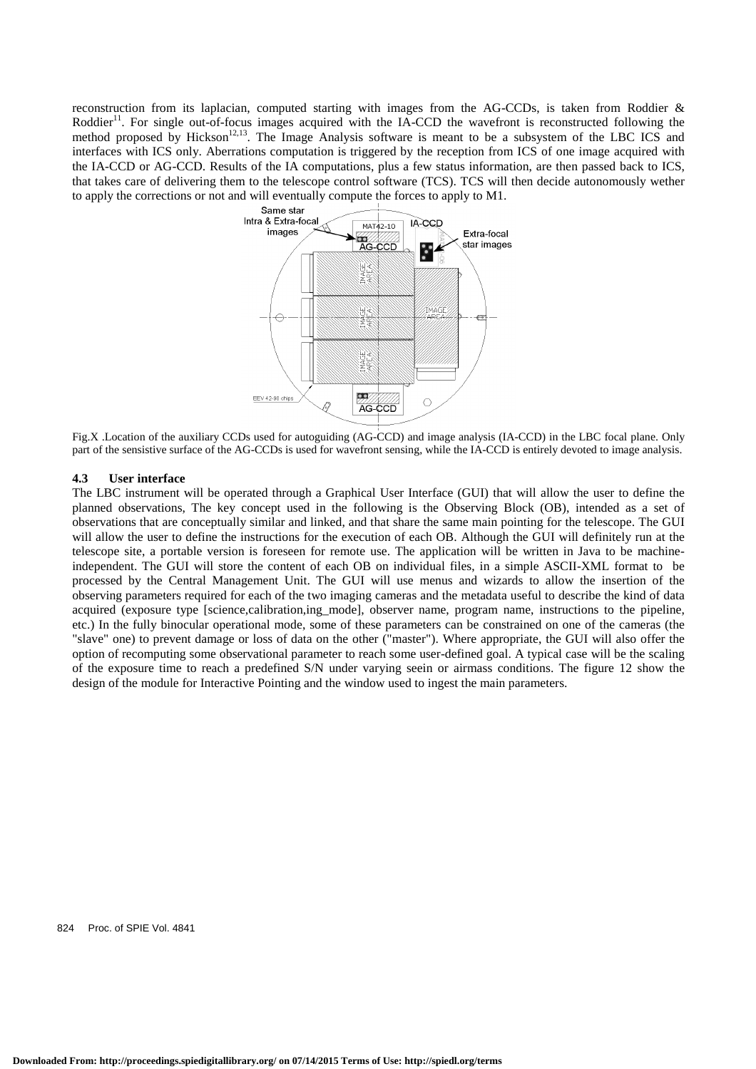reconstruction from its laplacian, computed starting with images from the AG-CCDs, is taken from Roddier & Roddier[11]. For single out-of-focus images acquired with the IA-CCD the wavefront is reconstructed following the method proposed by Hickson[12,13]. The Image Analysis software is meant to be a subsystem of the LBC ICS and interfaces with ICS only. Aberrations computation is triggered by the reception from ICS of one image acquired with the IA-CCD or AG-CCD. Results of the IA computations, plus a few status information, are then passed back to ICS, that takes care of delivering them to the telescope control software (TCS). TCS will then decide autonomously wether to apply the corrections or not and will eventually compute the forces to apply to M1.

Fig.X .Location of the auxiliary CCDs used for autoguiding (AG-CCD) and image analysis (IA-CCD) in the LBC focal plane. Only part of the sensistive surface of the AG-CCDs is used for wavefront sensing, while the IA-CCD is entirely devoted to image analysis.

### 4.3 User interface

The LBC instrument will be operated through a Graphical User Interface (GUI) that will allow the user to define the planned observations, The key concept used in the following is the Observing Block (OB), intended as a set of observations that are conceptually similar and linked, and that share the same main pointing for the telescope. The GUI will allow the user to define the instructions for the execution of each OB. Although the GUI will definitely run at the telescope site, a portable version is foreseen for remote use. The application will be written in Java to be machine-independent. The GUI will store the content of each OB on individual files, in a simple ASCII-XML format to be processed by the Central Management Unit. The GUI will use menus and wizards to allow the insertion of the observing parameters required for each of the two imaging cameras and the metadata useful to describe the kind of data acquired (exposure type [science,calibration,ing_mode], observer name, program name, instructions to the pipeline, etc.) In the fully binocular operational mode, some of these parameters can be constrained on one of the cameras (the "slave" one) to prevent damage or loss of data on the other ("master"). Where appropriate, the GUI will also offer the option of recomputing some observational parameter to reach some user-defined goal. A typical case will be the scaling of the exposure time to reach a predefined S/N under varying seein or airmass conditions. The figure 12 show the design of the module for Interactive Pointing and the window used to ingest the main parameters.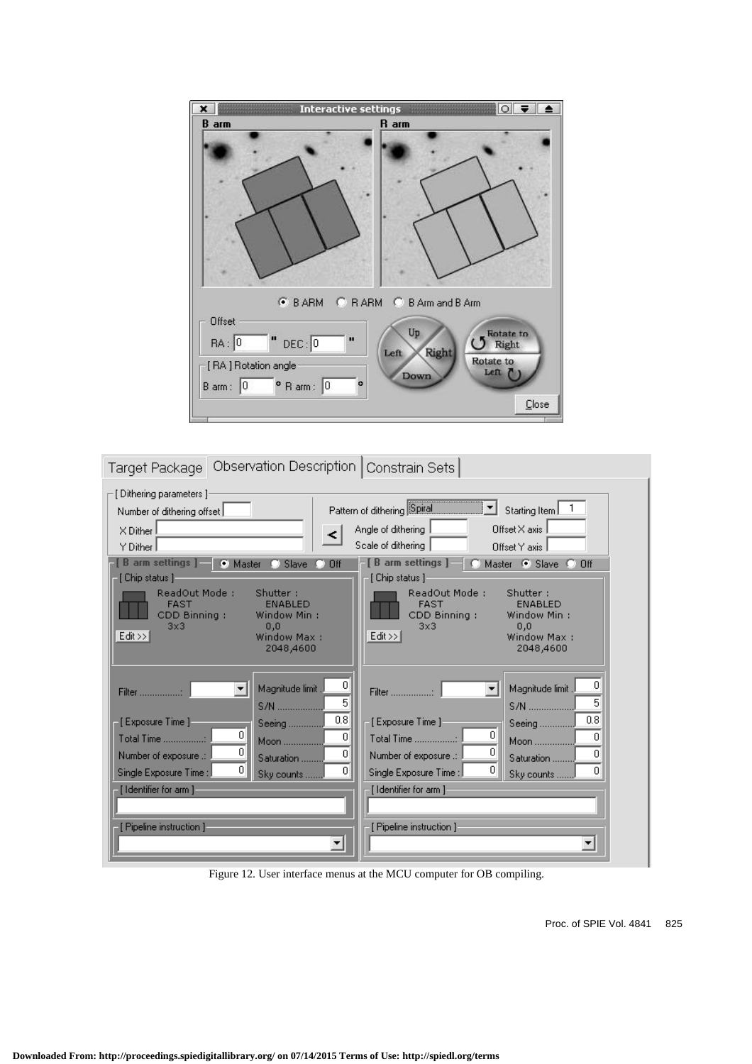Figure 12. User interface menus at the MCU computer for OB compiling.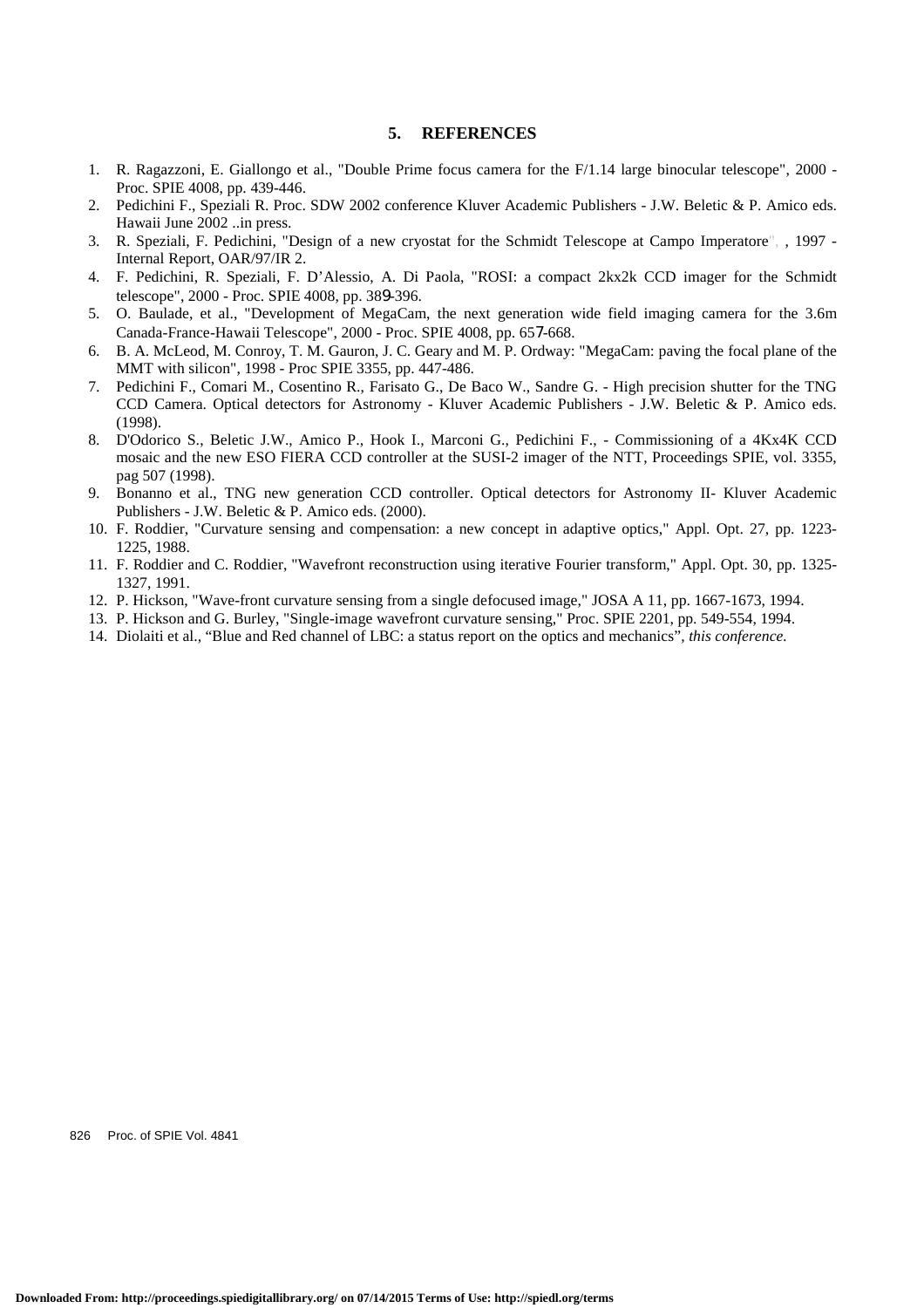## 5. REFERENCES

1. R. Ragazzoni, E. Giallongo et al., "Double Prime focus camera for the F/1.14 large binocular telescope", 2000 - Proc. SPIE 4008, pp. 439-446.
2. Pedichini F., Speziali R. Proc. SDW 2002 conference Kluver Academic Publishers - J.W. Beletic & P. Amico eds. Hawaii June 2002 ..in press.
3. R. Speziali, F. Pedichini, "Design of a new cryostat for the Schmidt Telescope at Campo Imperatore", , 1997 - Internal Report, OAR/97/IR 2.
4. F. Pedichini, R. Speziali, F. D'Alessio, A. Di Paola, "ROSI: a compact 2kx2k CCD imager for the Schmidt telescope", 2000 - Proc. SPIE 4008, pp. 389-396.
5. O. Baulade, et al., "Development of MegaCam, the next generation wide field imaging camera for the 3.6m Canada-France-Hawaii Telescope", 2000 - Proc. SPIE 4008, pp. 657-668.
6. B. A. McLeod, M. Conroy, T. M. Gauron, J. C. Geary and M. P. Ordway: "MegaCam: paving the focal plane of the MMT with silicon", 1998 - Proc SPIE 3355, pp. 447-486.
7. Pedichini F., Comari M., Cosentino R., Farisato G., De Baco W., Sandre G. - High precision shutter for the TNG CCD Camera. Optical detectors for Astronomy - Kluver Academic Publishers - J.W. Beletic & P. Amico eds. (1998).
8. D'Odorico S., Beletic J.W., Amico P., Hook I., Marconi G., Pedichini F., - Commissioning of a 4Kx4K CCD mosaic and the new ESO FIERA CCD controller at the SUSI-2 imager of the NTT, Proceedings SPIE, vol. 3355, pag 507 (1998).
9. Bonanno et al., TNG new generation CCD controller. Optical detectors for Astronomy II- Kluver Academic Publishers - J.W. Beletic & P. Amico eds. (2000).
10. F. Roddier, "Curvature sensing and compensation: a new concept in adaptive optics," Appl. Opt. 27, pp. 1223-1225, 1988.
11. F. Roddier and C. Roddier, "Wavefront reconstruction using iterative Fourier transform," Appl. Opt. 30, pp. 1325-1327, 1991.
12. P. Hickson, "Wave-front curvature sensing from a single defocused image," JOSA A 11, pp. 1667-1673, 1994.
13. P. Hickson and G. Burley, "Single-image wavefront curvature sensing," Proc. SPIE 2201, pp. 549-554, 1994.
14. Diolaiti et al., "Blue and Red channel of LBC: a status report on the optics and mechanics", *this conference.*